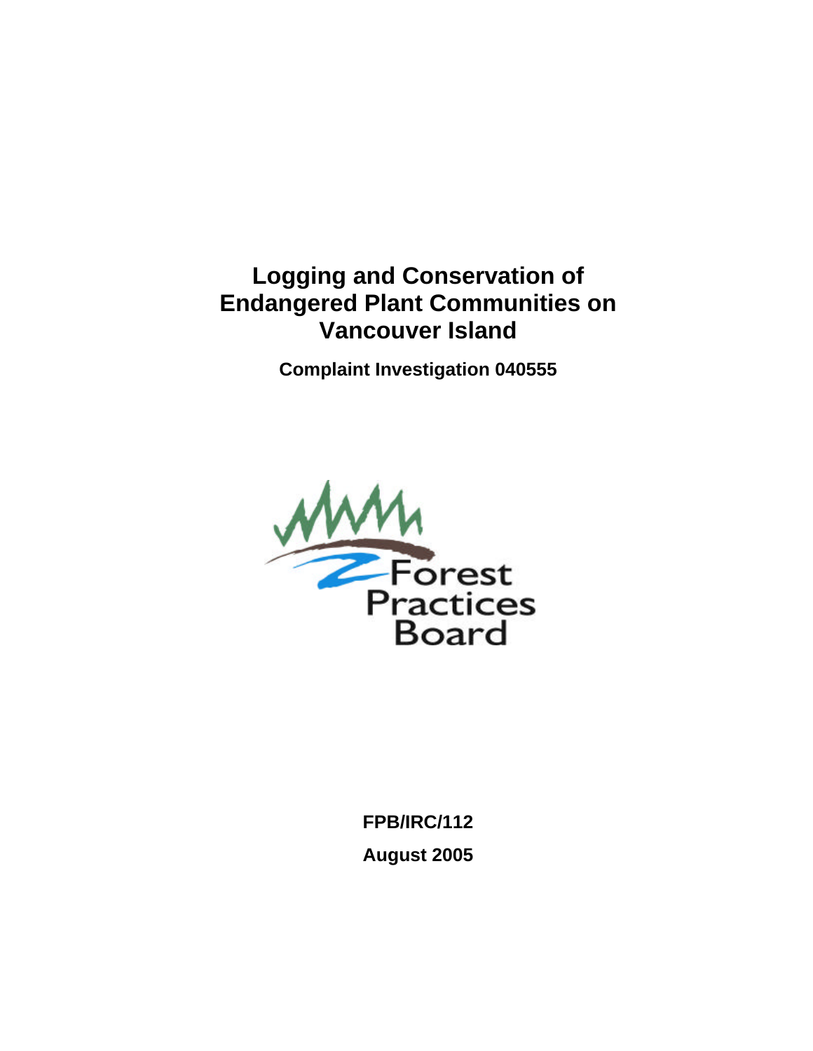# Logging and Conservation of Endangered Plant Communities on Vancouver Island

**Complaint Investigation 040555**

Forest Practices Board

**FPB/IRC/112**

**August 2005**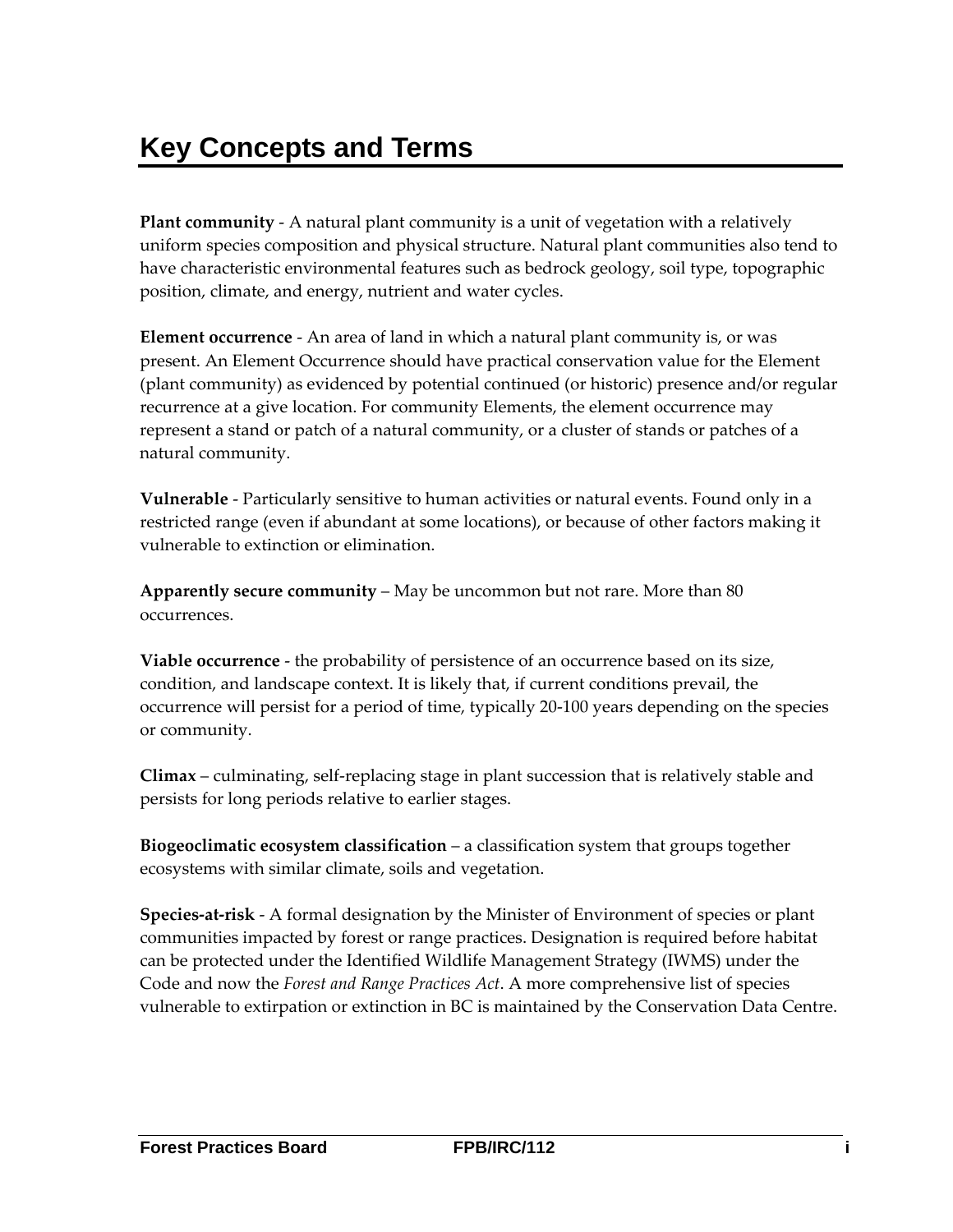# Key Concepts and Terms

**Plant community** - A natural plant community is a unit of vegetation with a relatively uniform species composition and physical structure. Natural plant communities also tend to have characteristic environmental features such as bedrock geology, soil type, topographic position, climate, and energy, nutrient and water cycles.

**Element occurrence** - An area of land in which a natural plant community is, or was present. An Element Occurrence should have practical conservation value for the Element (plant community) as evidenced by potential continued (or historic) presence and/or regular recurrence at a give location. For community Elements, the element occurrence may represent a stand or patch of a natural community, or a cluster of stands or patches of a natural community.

**Vulnerable** - Particularly sensitive to human activities or natural events. Found only in a restricted range (even if abundant at some locations), or because of other factors making it vulnerable to extinction or elimination.

**Apparently secure community** – May be uncommon but not rare. More than 80 occurrences.

**Viable occurrence** - the probability of persistence of an occurrence based on its size, condition, and landscape context. It is likely that, if current conditions prevail, the occurrence will persist for a period of time, typically 20-100 years depending on the species or community.

**Climax** – culminating, self-replacing stage in plant succession that is relatively stable and persists for long periods relative to earlier stages.

**Biogeoclimatic ecosystem classification** – a classification system that groups together ecosystems with similar climate, soils and vegetation.

**Species-at-risk** - A formal designation by the Minister of Environment of species or plant communities impacted by forest or range practices. Designation is required before habitat can be protected under the Identified Wildlife Management Strategy (IWMS) under the Code and now the *Forest and Range Practices Act*. A more comprehensive list of species vulnerable to extirpation or extinction in BC is maintained by the Conservation Data Centre.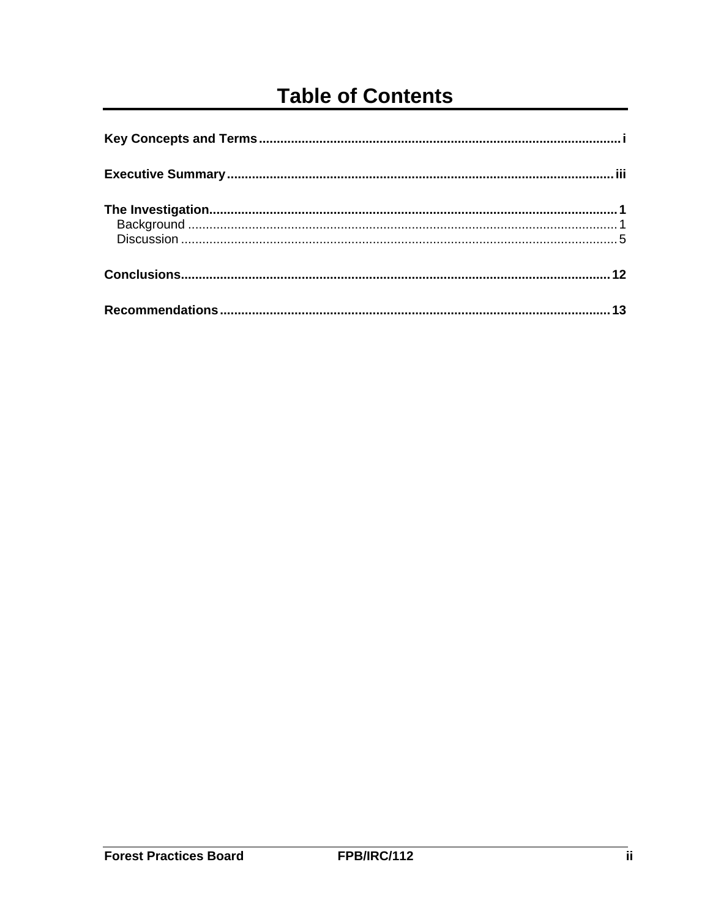# Table of Contents

**Key Concepts and Terms** ..... **i**

**Executive Summary** ..... **iii**

**The Investigation** ..... **1**
- Background ..... 1
- Discussion ..... 5

**Conclusions** ..... **12**

**Recommendations** ..... **13**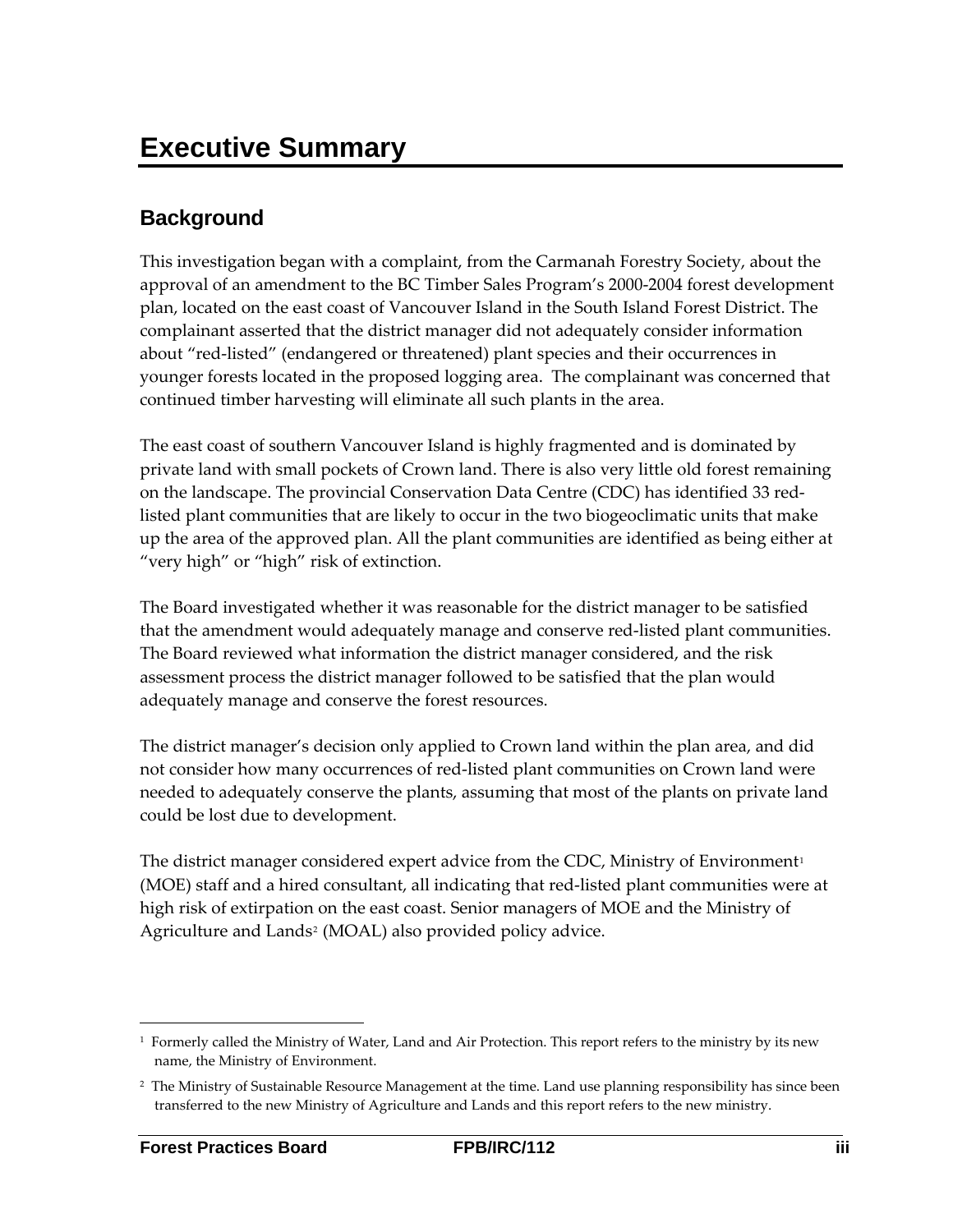# Executive Summary

## Background

This investigation began with a complaint, from the Carmanah Forestry Society, about the approval of an amendment to the BC Timber Sales Program's 2000-2004 forest development plan, located on the east coast of Vancouver Island in the South Island Forest District. The complainant asserted that the district manager did not adequately consider information about "red-listed" (endangered or threatened) plant species and their occurrences in younger forests located in the proposed logging area. The complainant was concerned that continued timber harvesting will eliminate all such plants in the area.

The east coast of southern Vancouver Island is highly fragmented and is dominated by private land with small pockets of Crown land. There is also very little old forest remaining on the landscape. The provincial Conservation Data Centre (CDC) has identified 33 red-listed plant communities that are likely to occur in the two biogeoclimatic units that make up the area of the approved plan. All the plant communities are identified as being either at "very high" or "high" risk of extinction.

The Board investigated whether it was reasonable for the district manager to be satisfied that the amendment would adequately manage and conserve red-listed plant communities. The Board reviewed what information the district manager considered, and the risk assessment process the district manager followed to be satisfied that the plan would adequately manage and conserve the forest resources.

The district manager's decision only applied to Crown land within the plan area, and did not consider how many occurrences of red-listed plant communities on Crown land were needed to adequately conserve the plants, assuming that most of the plants on private land could be lost due to development.

The district manager considered expert advice from the CDC, Ministry of Environment[1] (MOE) staff and a hired consultant, all indicating that red-listed plant communities were at high risk of extirpation on the east coast. Senior managers of MOE and the Ministry of Agriculture and Lands[2] (MOAL) also provided policy advice.

---

[1] Formerly called the Ministry of Water, Land and Air Protection. This report refers to the ministry by its new name, the Ministry of Environment.

[2] The Ministry of Sustainable Resource Management at the time. Land use planning responsibility has since been transferred to the new Ministry of Agriculture and Lands and this report refers to the new ministry.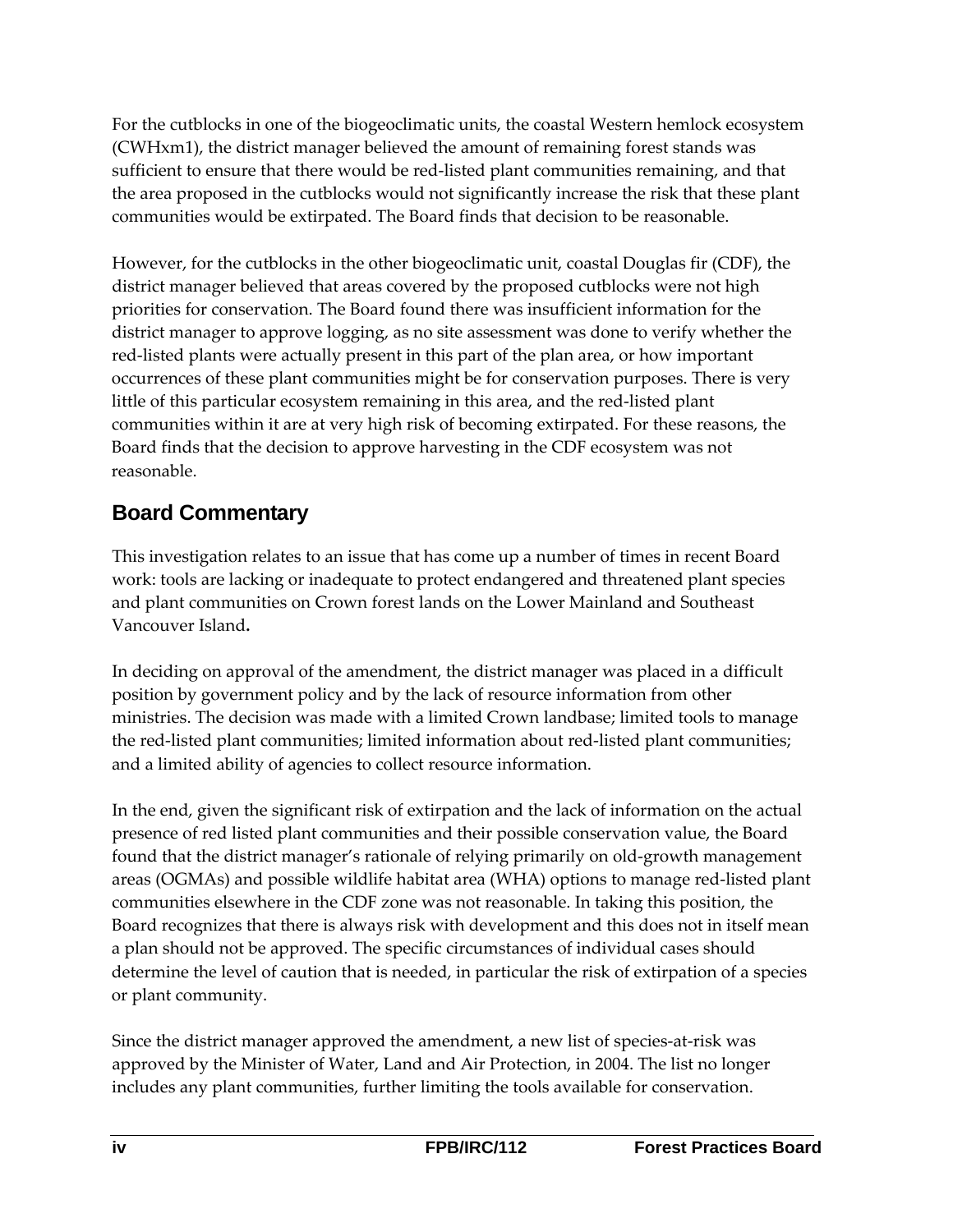For the cutblocks in one of the biogeoclimatic units, the coastal Western hemlock ecosystem (CWHxm1), the district manager believed the amount of remaining forest stands was sufficient to ensure that there would be red-listed plant communities remaining, and that the area proposed in the cutblocks would not significantly increase the risk that these plant communities would be extirpated. The Board finds that decision to be reasonable.

However, for the cutblocks in the other biogeoclimatic unit, coastal Douglas fir (CDF), the district manager believed that areas covered by the proposed cutblocks were not high priorities for conservation. The Board found there was insufficient information for the district manager to approve logging, as no site assessment was done to verify whether the red-listed plants were actually present in this part of the plan area, or how important occurrences of these plant communities might be for conservation purposes. There is very little of this particular ecosystem remaining in this area, and the red-listed plant communities within it are at very high risk of becoming extirpated. For these reasons, the Board finds that the decision to approve harvesting in the CDF ecosystem was not reasonable.

## Board Commentary

This investigation relates to an issue that has come up a number of times in recent Board work: tools are lacking or inadequate to protect endangered and threatened plant species and plant communities on Crown forest lands on the Lower Mainland and Southeast Vancouver Island**.**

In deciding on approval of the amendment, the district manager was placed in a difficult position by government policy and by the lack of resource information from other ministries. The decision was made with a limited Crown landbase; limited tools to manage the red-listed plant communities; limited information about red-listed plant communities; and a limited ability of agencies to collect resource information.

In the end, given the significant risk of extirpation and the lack of information on the actual presence of red listed plant communities and their possible conservation value, the Board found that the district manager's rationale of relying primarily on old-growth management areas (OGMAs) and possible wildlife habitat area (WHA) options to manage red-listed plant communities elsewhere in the CDF zone was not reasonable. In taking this position, the Board recognizes that there is always risk with development and this does not in itself mean a plan should not be approved. The specific circumstances of individual cases should determine the level of caution that is needed, in particular the risk of extirpation of a species or plant community.

Since the district manager approved the amendment, a new list of species-at-risk was approved by the Minister of Water, Land and Air Protection, in 2004. The list no longer includes any plant communities, further limiting the tools available for conservation.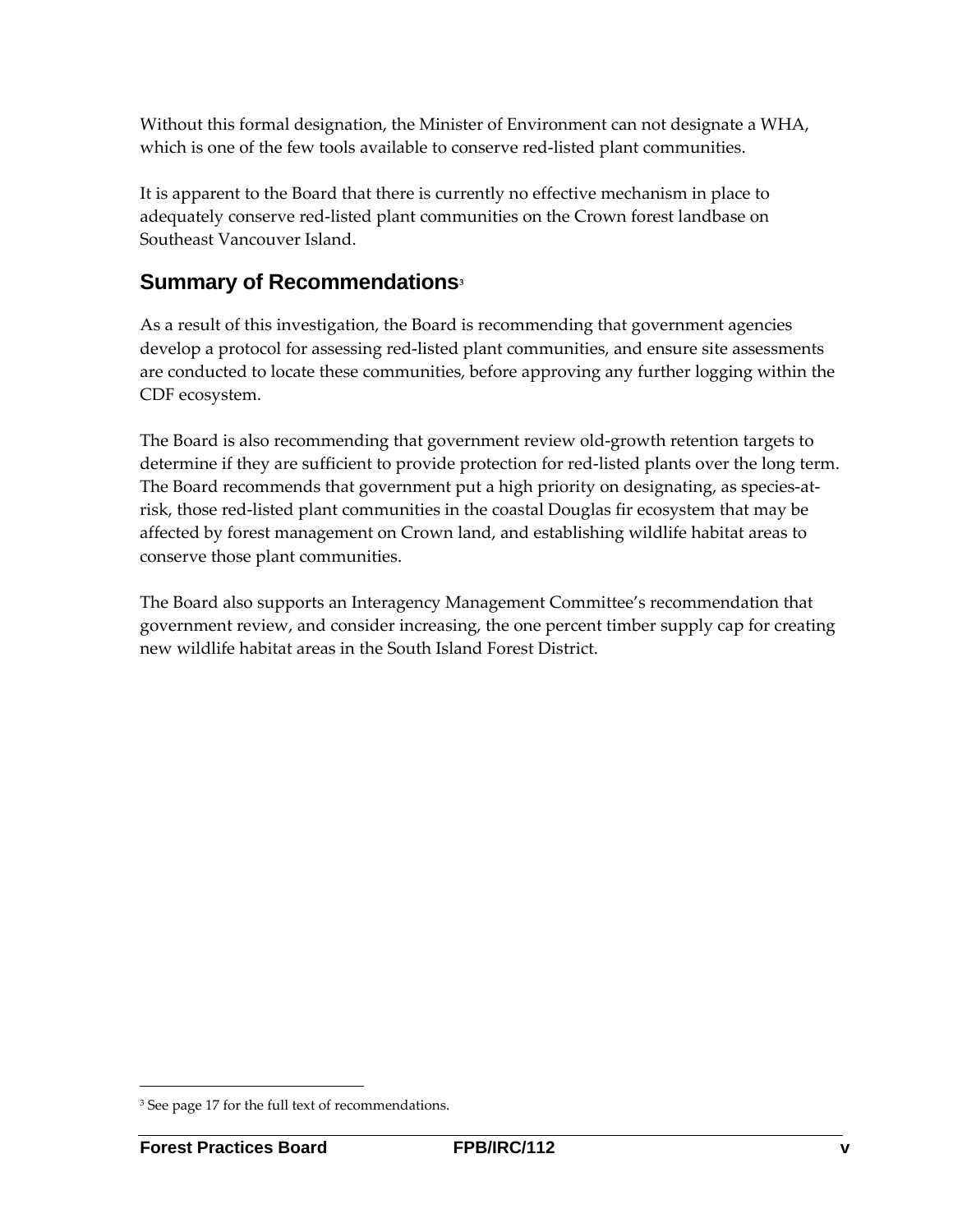Without this formal designation, the Minister of Environment can not designate a WHA, which is one of the few tools available to conserve red-listed plant communities.

It is apparent to the Board that there is currently no effective mechanism in place to adequately conserve red-listed plant communities on the Crown forest landbase on Southeast Vancouver Island.

## Summary of Recommendations[3]

As a result of this investigation, the Board is recommending that government agencies develop a protocol for assessing red-listed plant communities, and ensure site assessments are conducted to locate these communities, before approving any further logging within the CDF ecosystem.

The Board is also recommending that government review old-growth retention targets to determine if they are sufficient to provide protection for red-listed plants over the long term. The Board recommends that government put a high priority on designating, as species-at-risk, those red-listed plant communities in the coastal Douglas fir ecosystem that may be affected by forest management on Crown land, and establishing wildlife habitat areas to conserve those plant communities.

The Board also supports an Interagency Management Committee's recommendation that government review, and consider increasing, the one percent timber supply cap for creating new wildlife habitat areas in the South Island Forest District.

[3] See page 17 for the full text of recommendations.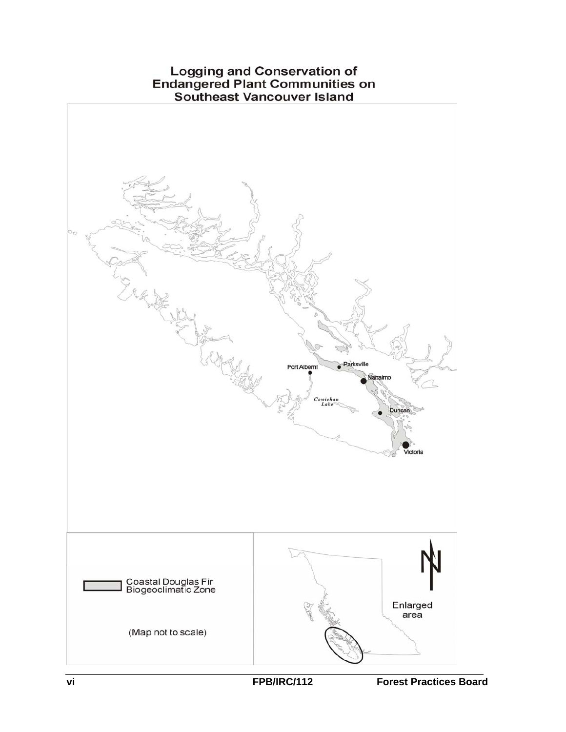# Logging and Conservation of Endangered Plant Communities on Southeast Vancouver Island

Parksville

Port Alberni

Nanaimo

*Cowichan Lake*

Duncan

Victoria

Coastal Douglas Fir Biogeoclimatic Zone

(Map not to scale)

Enlarged area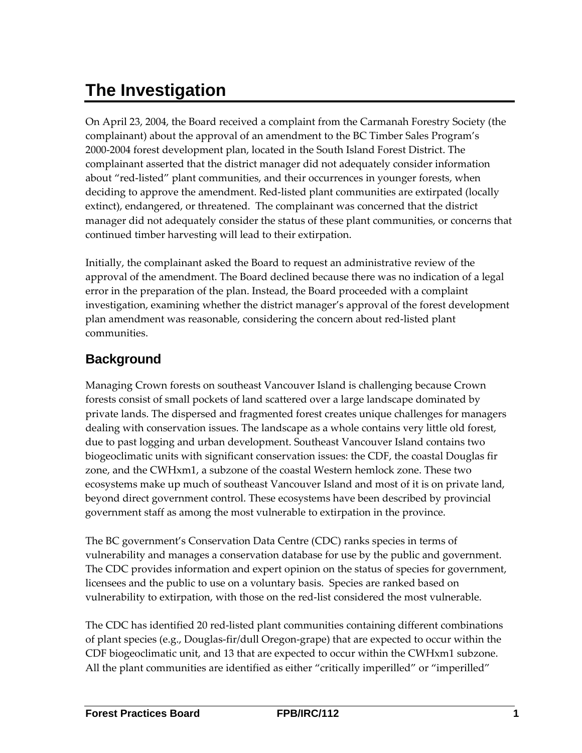# The Investigation

On April 23, 2004, the Board received a complaint from the Carmanah Forestry Society (the complainant) about the approval of an amendment to the BC Timber Sales Program's 2000-2004 forest development plan, located in the South Island Forest District. The complainant asserted that the district manager did not adequately consider information about "red-listed" plant communities, and their occurrences in younger forests, when deciding to approve the amendment. Red-listed plant communities are extirpated (locally extinct), endangered, or threatened. The complainant was concerned that the district manager did not adequately consider the status of these plant communities, or concerns that continued timber harvesting will lead to their extirpation.

Initially, the complainant asked the Board to request an administrative review of the approval of the amendment. The Board declined because there was no indication of a legal error in the preparation of the plan. Instead, the Board proceeded with a complaint investigation, examining whether the district manager's approval of the forest development plan amendment was reasonable, considering the concern about red-listed plant communities.

## Background

Managing Crown forests on southeast Vancouver Island is challenging because Crown forests consist of small pockets of land scattered over a large landscape dominated by private lands. The dispersed and fragmented forest creates unique challenges for managers dealing with conservation issues. The landscape as a whole contains very little old forest, due to past logging and urban development. Southeast Vancouver Island contains two biogeoclimatic units with significant conservation issues: the CDF, the coastal Douglas fir zone, and the CWHxm1, a subzone of the coastal Western hemlock zone. These two ecosystems make up much of southeast Vancouver Island and most of it is on private land, beyond direct government control. These ecosystems have been described by provincial government staff as among the most vulnerable to extirpation in the province.

The BC government's Conservation Data Centre (CDC) ranks species in terms of vulnerability and manages a conservation database for use by the public and government. The CDC provides information and expert opinion on the status of species for government, licensees and the public to use on a voluntary basis. Species are ranked based on vulnerability to extirpation, with those on the red-list considered the most vulnerable.

The CDC has identified 20 red-listed plant communities containing different combinations of plant species (e.g., Douglas-fir/dull Oregon-grape) that are expected to occur within the CDF biogeoclimatic unit, and 13 that are expected to occur within the CWHxm1 subzone. All the plant communities are identified as either "critically imperilled" or "imperilled"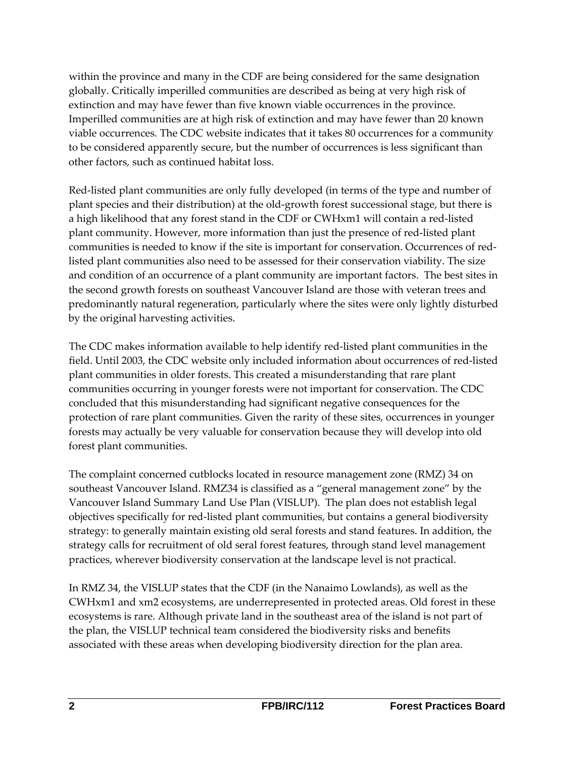within the province and many in the CDF are being considered for the same designation globally. Critically imperilled communities are described as being at very high risk of extinction and may have fewer than five known viable occurrences in the province. Imperilled communities are at high risk of extinction and may have fewer than 20 known viable occurrences. The CDC website indicates that it takes 80 occurrences for a community to be considered apparently secure, but the number of occurrences is less significant than other factors, such as continued habitat loss.

Red-listed plant communities are only fully developed (in terms of the type and number of plant species and their distribution) at the old-growth forest successional stage, but there is a high likelihood that any forest stand in the CDF or CWHxm1 will contain a red-listed plant community. However, more information than just the presence of red-listed plant communities is needed to know if the site is important for conservation. Occurrences of red-listed plant communities also need to be assessed for their conservation viability. The size and condition of an occurrence of a plant community are important factors. The best sites in the second growth forests on southeast Vancouver Island are those with veteran trees and predominantly natural regeneration, particularly where the sites were only lightly disturbed by the original harvesting activities.

The CDC makes information available to help identify red-listed plant communities in the field. Until 2003, the CDC website only included information about occurrences of red-listed plant communities in older forests. This created a misunderstanding that rare plant communities occurring in younger forests were not important for conservation. The CDC concluded that this misunderstanding had significant negative consequences for the protection of rare plant communities. Given the rarity of these sites, occurrences in younger forests may actually be very valuable for conservation because they will develop into old forest plant communities.

The complaint concerned cutblocks located in resource management zone (RMZ) 34 on southeast Vancouver Island. RMZ34 is classified as a "general management zone" by the Vancouver Island Summary Land Use Plan (VISLUP). The plan does not establish legal objectives specifically for red-listed plant communities, but contains a general biodiversity strategy: to generally maintain existing old seral forests and stand features. In addition, the strategy calls for recruitment of old seral forest features, through stand level management practices, wherever biodiversity conservation at the landscape level is not practical.

In RMZ 34, the VISLUP states that the CDF (in the Nanaimo Lowlands), as well as the CWHxm1 and xm2 ecosystems, are underrepresented in protected areas. Old forest in these ecosystems is rare. Although private land in the southeast area of the island is not part of the plan, the VISLUP technical team considered the biodiversity risks and benefits associated with these areas when developing biodiversity direction for the plan area.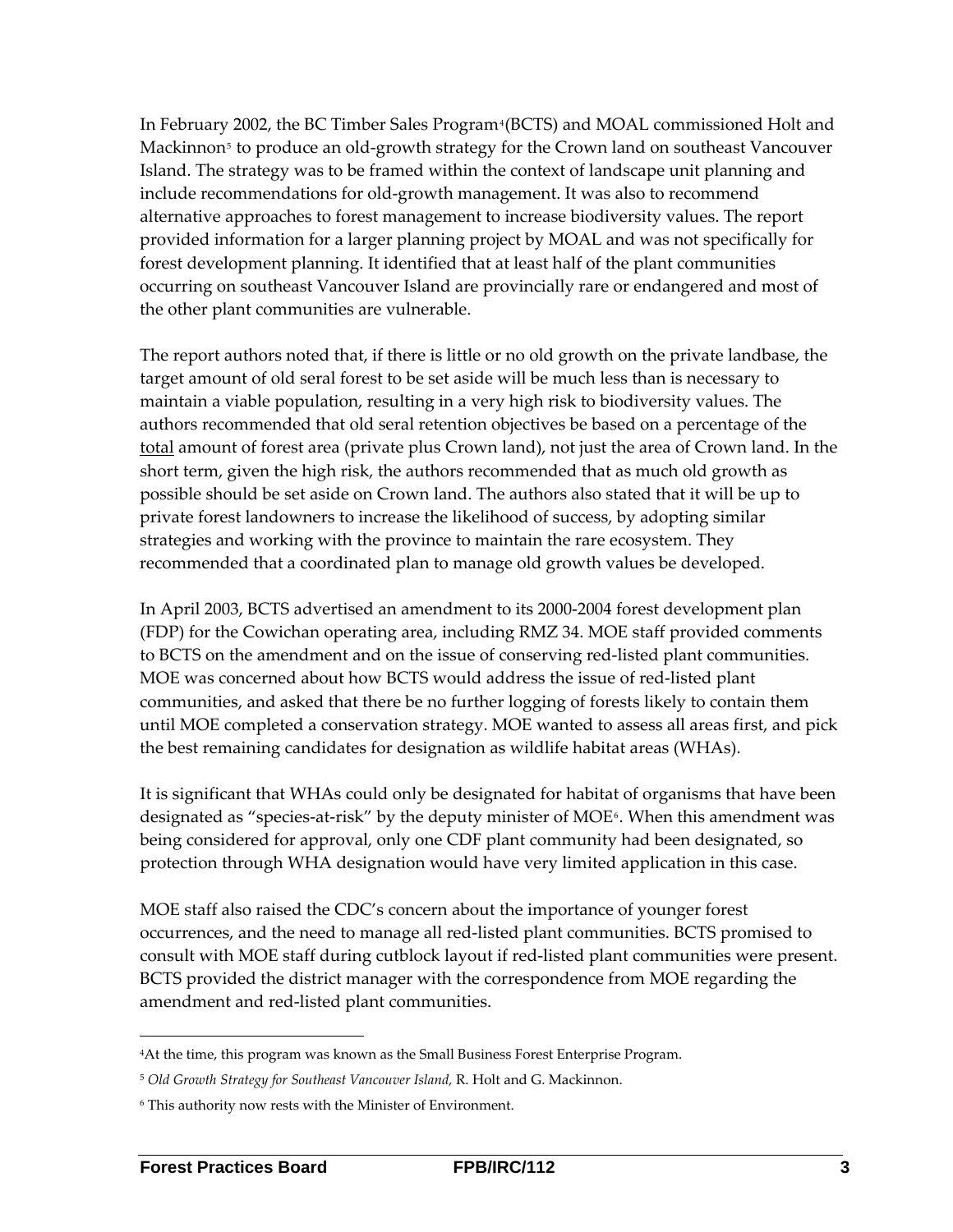In February 2002, the BC Timber Sales Program[4](BCTS) and MOAL commissioned Holt and Mackinnon[5] to produce an old-growth strategy for the Crown land on southeast Vancouver Island. The strategy was to be framed within the context of landscape unit planning and include recommendations for old-growth management. It was also to recommend alternative approaches to forest management to increase biodiversity values. The report provided information for a larger planning project by MOAL and was not specifically for forest development planning. It identified that at least half of the plant communities occurring on southeast Vancouver Island are provincially rare or endangered and most of the other plant communities are vulnerable.

The report authors noted that, if there is little or no old growth on the private landbase, the target amount of old seral forest to be set aside will be much less than is necessary to maintain a viable population, resulting in a very high risk to biodiversity values. The authors recommended that old seral retention objectives be based on a percentage of the <u>total</u> amount of forest area (private plus Crown land), not just the area of Crown land. In the short term, given the high risk, the authors recommended that as much old growth as possible should be set aside on Crown land. The authors also stated that it will be up to private forest landowners to increase the likelihood of success, by adopting similar strategies and working with the province to maintain the rare ecosystem. They recommended that a coordinated plan to manage old growth values be developed.

In April 2003, BCTS advertised an amendment to its 2000-2004 forest development plan (FDP) for the Cowichan operating area, including RMZ 34. MOE staff provided comments to BCTS on the amendment and on the issue of conserving red-listed plant communities. MOE was concerned about how BCTS would address the issue of red-listed plant communities, and asked that there be no further logging of forests likely to contain them until MOE completed a conservation strategy. MOE wanted to assess all areas first, and pick the best remaining candidates for designation as wildlife habitat areas (WHAs).

It is significant that WHAs could only be designated for habitat of organisms that have been designated as "species-at-risk" by the deputy minister of MOE[6]. When this amendment was being considered for approval, only one CDF plant community had been designated, so protection through WHA designation would have very limited application in this case.

MOE staff also raised the CDC's concern about the importance of younger forest occurrences, and the need to manage all red-listed plant communities. BCTS promised to consult with MOE staff during cutblock layout if red-listed plant communities were present. BCTS provided the district manager with the correspondence from MOE regarding the amendment and red-listed plant communities.

---

[4] At the time, this program was known as the Small Business Forest Enterprise Program.

[5] *Old Growth Strategy for Southeast Vancouver Island,* R. Holt and G. Mackinnon.

[6] This authority now rests with the Minister of Environment.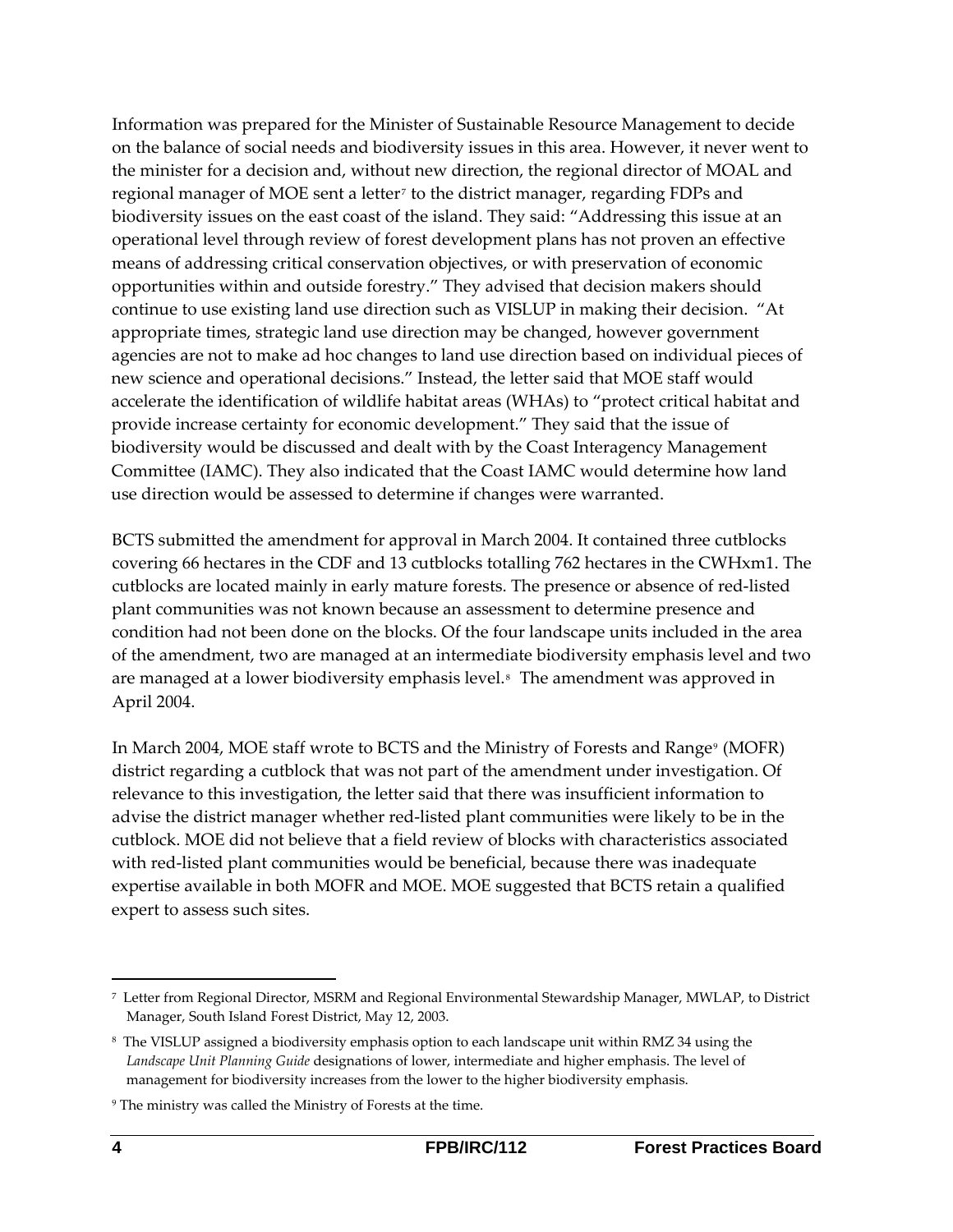Information was prepared for the Minister of Sustainable Resource Management to decide on the balance of social needs and biodiversity issues in this area. However, it never went to the minister for a decision and, without new direction, the regional director of MOAL and regional manager of MOE sent a letter[7] to the district manager, regarding FDPs and biodiversity issues on the east coast of the island. They said: "Addressing this issue at an operational level through review of forest development plans has not proven an effective means of addressing critical conservation objectives, or with preservation of economic opportunities within and outside forestry." They advised that decision makers should continue to use existing land use direction such as VISLUP in making their decision. "At appropriate times, strategic land use direction may be changed, however government agencies are not to make ad hoc changes to land use direction based on individual pieces of new science and operational decisions." Instead, the letter said that MOE staff would accelerate the identification of wildlife habitat areas (WHAs) to "protect critical habitat and provide increase certainty for economic development." They said that the issue of biodiversity would be discussed and dealt with by the Coast Interagency Management Committee (IAMC). They also indicated that the Coast IAMC would determine how land use direction would be assessed to determine if changes were warranted.

BCTS submitted the amendment for approval in March 2004. It contained three cutblocks covering 66 hectares in the CDF and 13 cutblocks totalling 762 hectares in the CWHxm1. The cutblocks are located mainly in early mature forests. The presence or absence of red-listed plant communities was not known because an assessment to determine presence and condition had not been done on the blocks. Of the four landscape units included in the area of the amendment, two are managed at an intermediate biodiversity emphasis level and two are managed at a lower biodiversity emphasis level.[8] The amendment was approved in April 2004.

In March 2004, MOE staff wrote to BCTS and the Ministry of Forests and Range[9] (MOFR) district regarding a cutblock that was not part of the amendment under investigation. Of relevance to this investigation, the letter said that there was insufficient information to advise the district manager whether red-listed plant communities were likely to be in the cutblock. MOE did not believe that a field review of blocks with characteristics associated with red-listed plant communities would be beneficial, because there was inadequate expertise available in both MOFR and MOE. MOE suggested that BCTS retain a qualified expert to assess such sites.

---

[7] Letter from Regional Director, MSRM and Regional Environmental Stewardship Manager, MWLAP, to District Manager, South Island Forest District, May 12, 2003.

[8] The VISLUP assigned a biodiversity emphasis option to each landscape unit within RMZ 34 using the *Landscape Unit Planning Guide* designations of lower, intermediate and higher emphasis. The level of management for biodiversity increases from the lower to the higher biodiversity emphasis.

[9] The ministry was called the Ministry of Forests at the time.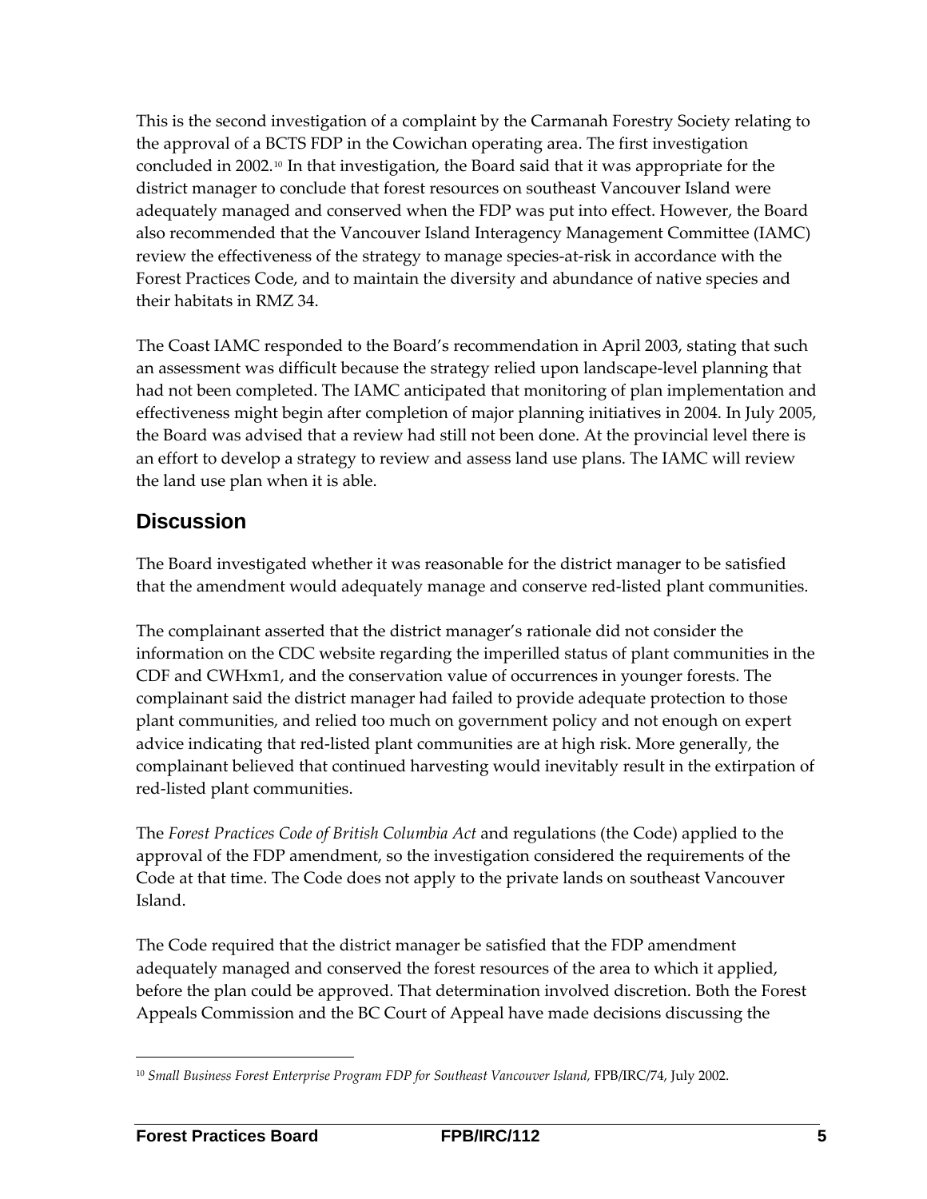This is the second investigation of a complaint by the Carmanah Forestry Society relating to the approval of a BCTS FDP in the Cowichan operating area. The first investigation concluded in 2002.[10] In that investigation, the Board said that it was appropriate for the district manager to conclude that forest resources on southeast Vancouver Island were adequately managed and conserved when the FDP was put into effect. However, the Board also recommended that the Vancouver Island Interagency Management Committee (IAMC) review the effectiveness of the strategy to manage species-at-risk in accordance with the Forest Practices Code, and to maintain the diversity and abundance of native species and their habitats in RMZ 34.

The Coast IAMC responded to the Board's recommendation in April 2003, stating that such an assessment was difficult because the strategy relied upon landscape-level planning that had not been completed. The IAMC anticipated that monitoring of plan implementation and effectiveness might begin after completion of major planning initiatives in 2004. In July 2005, the Board was advised that a review had still not been done. At the provincial level there is an effort to develop a strategy to review and assess land use plans. The IAMC will review the land use plan when it is able.

## Discussion

The Board investigated whether it was reasonable for the district manager to be satisfied that the amendment would adequately manage and conserve red-listed plant communities.

The complainant asserted that the district manager's rationale did not consider the information on the CDC website regarding the imperilled status of plant communities in the CDF and CWHxm1, and the conservation value of occurrences in younger forests. The complainant said the district manager had failed to provide adequate protection to those plant communities, and relied too much on government policy and not enough on expert advice indicating that red-listed plant communities are at high risk. More generally, the complainant believed that continued harvesting would inevitably result in the extirpation of red-listed plant communities.

The *Forest Practices Code of British Columbia Act* and regulations (the Code) applied to the approval of the FDP amendment, so the investigation considered the requirements of the Code at that time. The Code does not apply to the private lands on southeast Vancouver Island.

The Code required that the district manager be satisfied that the FDP amendment adequately managed and conserved the forest resources of the area to which it applied, before the plan could be approved. That determination involved discretion. Both the Forest Appeals Commission and the BC Court of Appeal have made decisions discussing the

---

[10] *Small Business Forest Enterprise Program FDP for Southeast Vancouver Island,* FPB/IRC/74, July 2002.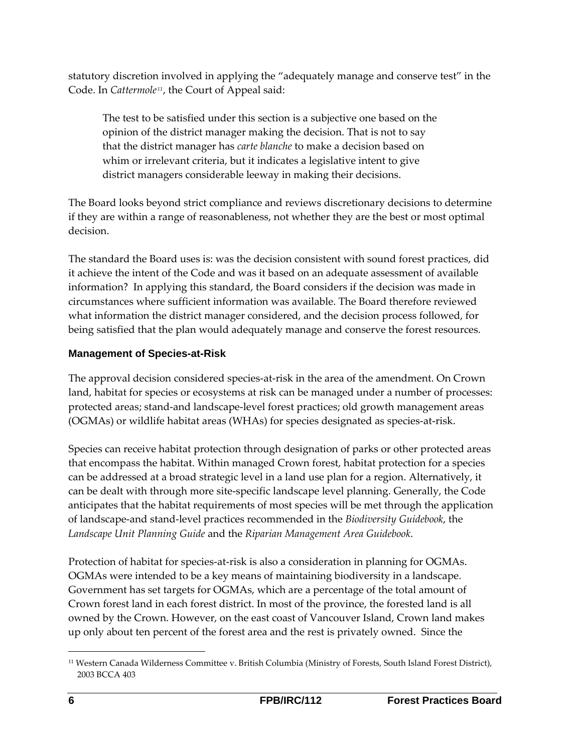statutory discretion involved in applying the "adequately manage and conserve test" in the Code. In *Cattermole*[11], the Court of Appeal said:

> The test to be satisfied under this section is a subjective one based on the opinion of the district manager making the decision. That is not to say that the district manager has *carte blanche* to make a decision based on whim or irrelevant criteria, but it indicates a legislative intent to give district managers considerable leeway in making their decisions.

The Board looks beyond strict compliance and reviews discretionary decisions to determine if they are within a range of reasonableness, not whether they are the best or most optimal decision.

The standard the Board uses is: was the decision consistent with sound forest practices, did it achieve the intent of the Code and was it based on an adequate assessment of available information? In applying this standard, the Board considers if the decision was made in circumstances where sufficient information was available. The Board therefore reviewed what information the district manager considered, and the decision process followed, for being satisfied that the plan would adequately manage and conserve the forest resources.

### Management of Species-at-Risk

The approval decision considered species-at-risk in the area of the amendment. On Crown land, habitat for species or ecosystems at risk can be managed under a number of processes: protected areas; stand-and landscape-level forest practices; old growth management areas (OGMAs) or wildlife habitat areas (WHAs) for species designated as species-at-risk.

Species can receive habitat protection through designation of parks or other protected areas that encompass the habitat. Within managed Crown forest, habitat protection for a species can be addressed at a broad strategic level in a land use plan for a region. Alternatively, it can be dealt with through more site-specific landscape level planning. Generally, the Code anticipates that the habitat requirements of most species will be met through the application of landscape-and stand-level practices recommended in the *Biodiversity Guidebook*, the *Landscape Unit Planning Guide* and the *Riparian Management Area Guidebook*.

Protection of habitat for species-at-risk is also a consideration in planning for OGMAs. OGMAs were intended to be a key means of maintaining biodiversity in a landscape. Government has set targets for OGMAs, which are a percentage of the total amount of Crown forest land in each forest district. In most of the province, the forested land is all owned by the Crown. However, on the east coast of Vancouver Island, Crown land makes up only about ten percent of the forest area and the rest is privately owned. Since the

[11] Western Canada Wilderness Committee v. British Columbia (Ministry of Forests, South Island Forest District), 2003 BCCA 403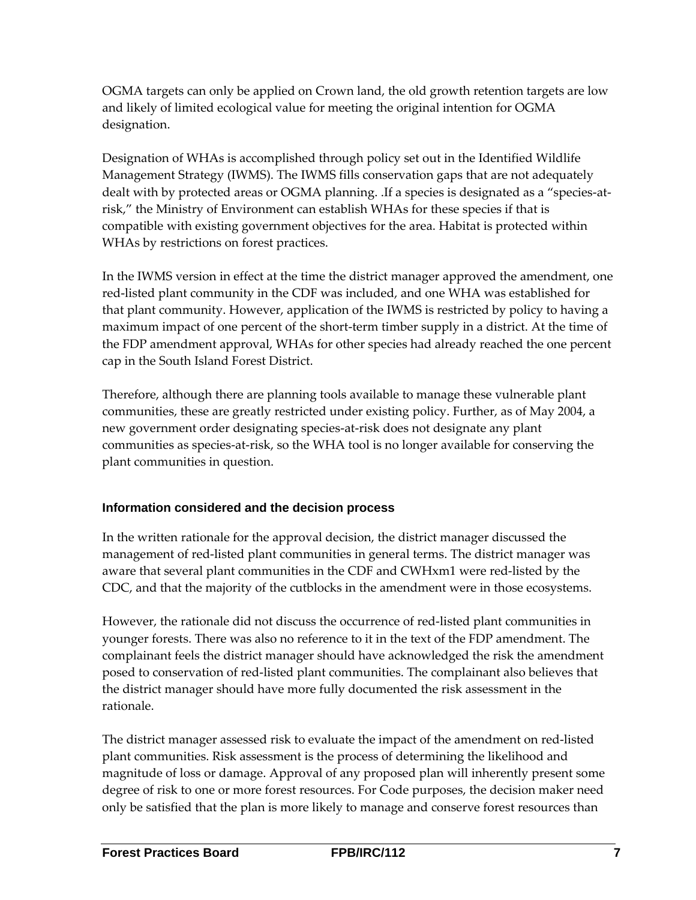OGMA targets can only be applied on Crown land, the old growth retention targets are low and likely of limited ecological value for meeting the original intention for OGMA designation.

Designation of WHAs is accomplished through policy set out in the Identified Wildlife Management Strategy (IWMS). The IWMS fills conservation gaps that are not adequately dealt with by protected areas or OGMA planning. .If a species is designated as a "species-at-risk," the Ministry of Environment can establish WHAs for these species if that is compatible with existing government objectives for the area. Habitat is protected within WHAs by restrictions on forest practices.

In the IWMS version in effect at the time the district manager approved the amendment, one red-listed plant community in the CDF was included, and one WHA was established for that plant community. However, application of the IWMS is restricted by policy to having a maximum impact of one percent of the short-term timber supply in a district. At the time of the FDP amendment approval, WHAs for other species had already reached the one percent cap in the South Island Forest District.

Therefore, although there are planning tools available to manage these vulnerable plant communities, these are greatly restricted under existing policy. Further, as of May 2004, a new government order designating species-at-risk does not designate any plant communities as species-at-risk, so the WHA tool is no longer available for conserving the plant communities in question.

### Information considered and the decision process

In the written rationale for the approval decision, the district manager discussed the management of red-listed plant communities in general terms. The district manager was aware that several plant communities in the CDF and CWHxm1 were red-listed by the CDC, and that the majority of the cutblocks in the amendment were in those ecosystems.

However, the rationale did not discuss the occurrence of red-listed plant communities in younger forests. There was also no reference to it in the text of the FDP amendment. The complainant feels the district manager should have acknowledged the risk the amendment posed to conservation of red-listed plant communities. The complainant also believes that the district manager should have more fully documented the risk assessment in the rationale.

The district manager assessed risk to evaluate the impact of the amendment on red-listed plant communities. Risk assessment is the process of determining the likelihood and magnitude of loss or damage. Approval of any proposed plan will inherently present some degree of risk to one or more forest resources. For Code purposes, the decision maker need only be satisfied that the plan is more likely to manage and conserve forest resources than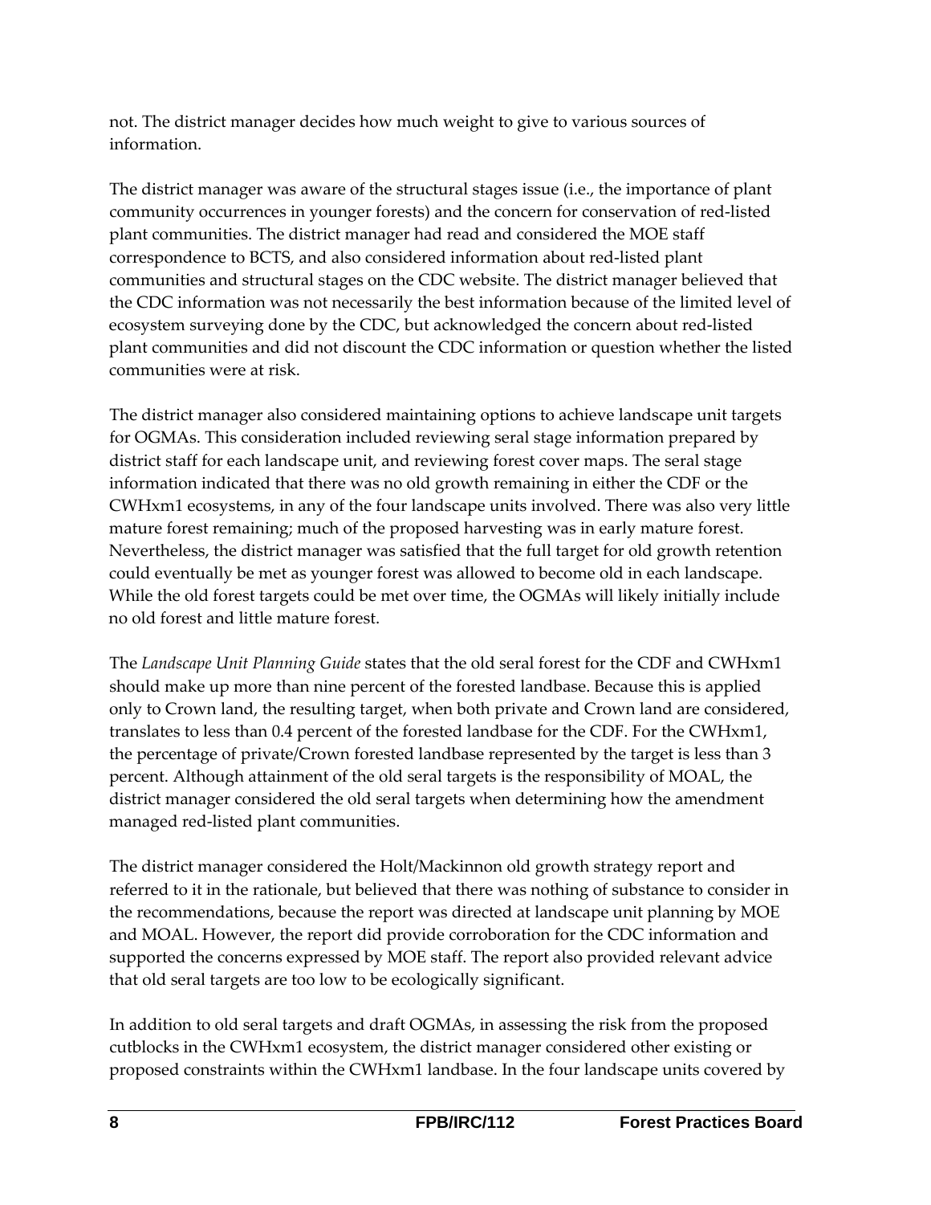not. The district manager decides how much weight to give to various sources of information.

The district manager was aware of the structural stages issue (i.e., the importance of plant community occurrences in younger forests) and the concern for conservation of red-listed plant communities. The district manager had read and considered the MOE staff correspondence to BCTS, and also considered information about red-listed plant communities and structural stages on the CDC website. The district manager believed that the CDC information was not necessarily the best information because of the limited level of ecosystem surveying done by the CDC, but acknowledged the concern about red-listed plant communities and did not discount the CDC information or question whether the listed communities were at risk.

The district manager also considered maintaining options to achieve landscape unit targets for OGMAs. This consideration included reviewing seral stage information prepared by district staff for each landscape unit, and reviewing forest cover maps. The seral stage information indicated that there was no old growth remaining in either the CDF or the CWHxm1 ecosystems, in any of the four landscape units involved. There was also very little mature forest remaining; much of the proposed harvesting was in early mature forest. Nevertheless, the district manager was satisfied that the full target for old growth retention could eventually be met as younger forest was allowed to become old in each landscape. While the old forest targets could be met over time, the OGMAs will likely initially include no old forest and little mature forest.

The *Landscape Unit Planning Guide* states that the old seral forest for the CDF and CWHxm1 should make up more than nine percent of the forested landbase. Because this is applied only to Crown land, the resulting target, when both private and Crown land are considered, translates to less than 0.4 percent of the forested landbase for the CDF. For the CWHxm1, the percentage of private/Crown forested landbase represented by the target is less than 3 percent. Although attainment of the old seral targets is the responsibility of MOAL, the district manager considered the old seral targets when determining how the amendment managed red-listed plant communities.

The district manager considered the Holt/Mackinnon old growth strategy report and referred to it in the rationale, but believed that there was nothing of substance to consider in the recommendations, because the report was directed at landscape unit planning by MOE and MOAL. However, the report did provide corroboration for the CDC information and supported the concerns expressed by MOE staff. The report also provided relevant advice that old seral targets are too low to be ecologically significant.

In addition to old seral targets and draft OGMAs, in assessing the risk from the proposed cutblocks in the CWHxm1 ecosystem, the district manager considered other existing or proposed constraints within the CWHxm1 landbase. In the four landscape units covered by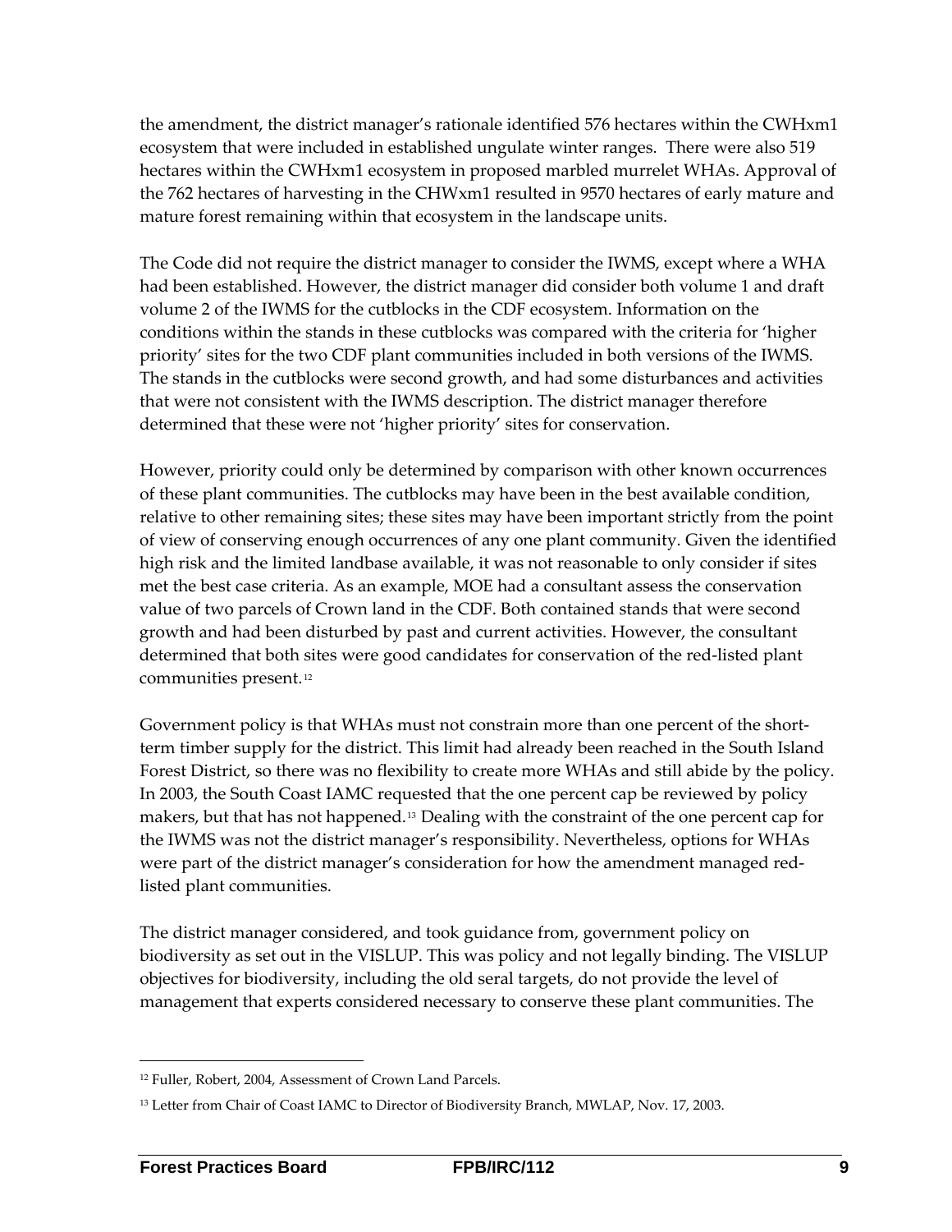the amendment, the district manager's rationale identified 576 hectares within the CWHxm1 ecosystem that were included in established ungulate winter ranges. There were also 519 hectares within the CWHxm1 ecosystem in proposed marbled murrelet WHAs. Approval of the 762 hectares of harvesting in the CHWxm1 resulted in 9570 hectares of early mature and mature forest remaining within that ecosystem in the landscape units.

The Code did not require the district manager to consider the IWMS, except where a WHA had been established. However, the district manager did consider both volume 1 and draft volume 2 of the IWMS for the cutblocks in the CDF ecosystem. Information on the conditions within the stands in these cutblocks was compared with the criteria for 'higher priority' sites for the two CDF plant communities included in both versions of the IWMS. The stands in the cutblocks were second growth, and had some disturbances and activities that were not consistent with the IWMS description. The district manager therefore determined that these were not 'higher priority' sites for conservation.

However, priority could only be determined by comparison with other known occurrences of these plant communities. The cutblocks may have been in the best available condition, relative to other remaining sites; these sites may have been important strictly from the point of view of conserving enough occurrences of any one plant community. Given the identified high risk and the limited landbase available, it was not reasonable to only consider if sites met the best case criteria. As an example, MOE had a consultant assess the conservation value of two parcels of Crown land in the CDF. Both contained stands that were second growth and had been disturbed by past and current activities. However, the consultant determined that both sites were good candidates for conservation of the red-listed plant communities present.[12]

Government policy is that WHAs must not constrain more than one percent of the short-term timber supply for the district. This limit had already been reached in the South Island Forest District, so there was no flexibility to create more WHAs and still abide by the policy. In 2003, the South Coast IAMC requested that the one percent cap be reviewed by policy makers, but that has not happened.[13] Dealing with the constraint of the one percent cap for the IWMS was not the district manager's responsibility. Nevertheless, options for WHAs were part of the district manager's consideration for how the amendment managed red-listed plant communities.

The district manager considered, and took guidance from, government policy on biodiversity as set out in the VISLUP. This was policy and not legally binding. The VISLUP objectives for biodiversity, including the old seral targets, do not provide the level of management that experts considered necessary to conserve these plant communities. The

---

[12] Fuller, Robert, 2004, Assessment of Crown Land Parcels.

[13] Letter from Chair of Coast IAMC to Director of Biodiversity Branch, MWLAP, Nov. 17, 2003.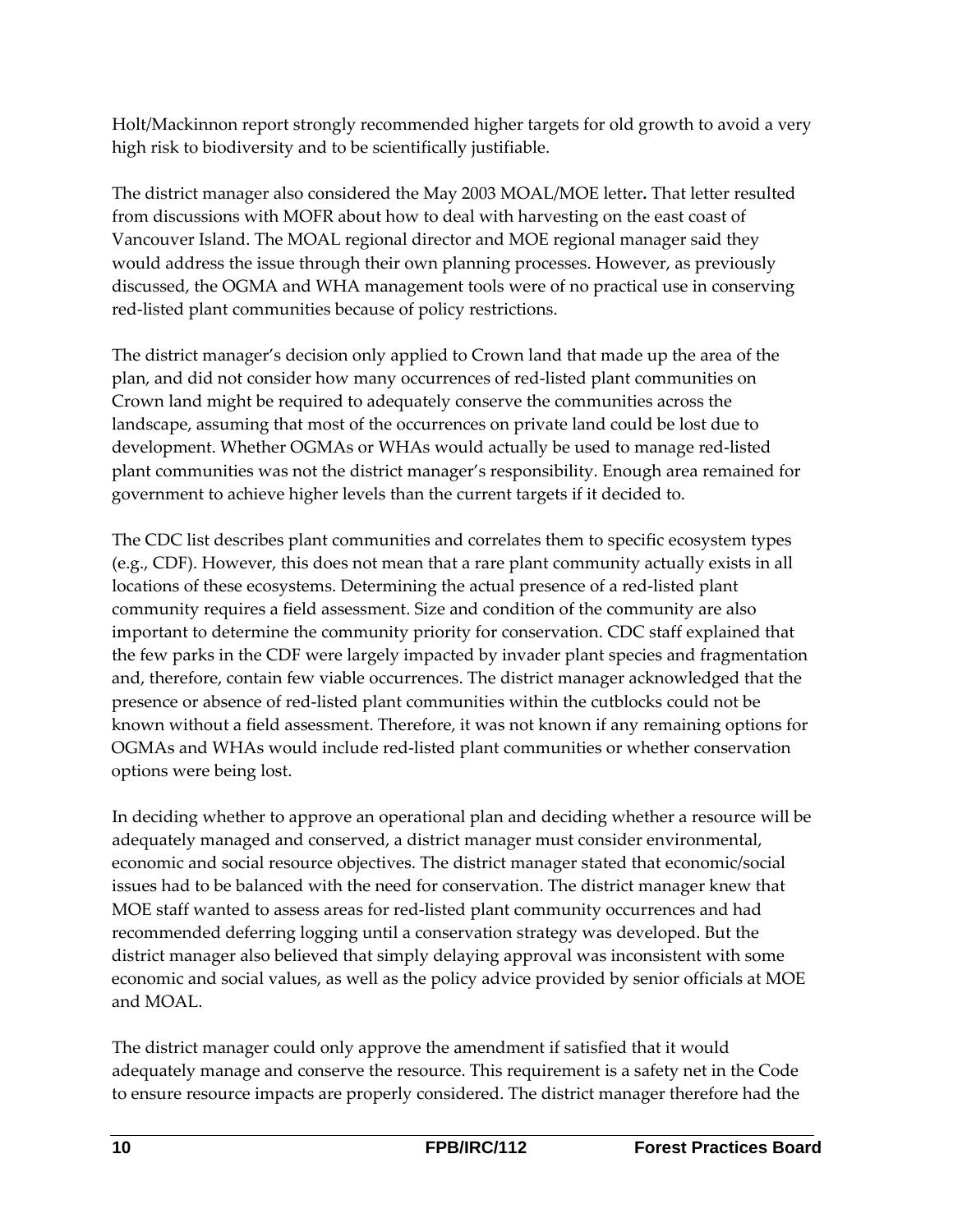Holt/Mackinnon report strongly recommended higher targets for old growth to avoid a very high risk to biodiversity and to be scientifically justifiable.

The district manager also considered the May 2003 MOAL/MOE letter**.** That letter resulted from discussions with MOFR about how to deal with harvesting on the east coast of Vancouver Island. The MOAL regional director and MOE regional manager said they would address the issue through their own planning processes. However, as previously discussed, the OGMA and WHA management tools were of no practical use in conserving red-listed plant communities because of policy restrictions.

The district manager's decision only applied to Crown land that made up the area of the plan, and did not consider how many occurrences of red-listed plant communities on Crown land might be required to adequately conserve the communities across the landscape, assuming that most of the occurrences on private land could be lost due to development. Whether OGMAs or WHAs would actually be used to manage red-listed plant communities was not the district manager's responsibility. Enough area remained for government to achieve higher levels than the current targets if it decided to.

The CDC list describes plant communities and correlates them to specific ecosystem types (e.g., CDF). However, this does not mean that a rare plant community actually exists in all locations of these ecosystems. Determining the actual presence of a red-listed plant community requires a field assessment. Size and condition of the community are also important to determine the community priority for conservation. CDC staff explained that the few parks in the CDF were largely impacted by invader plant species and fragmentation and, therefore, contain few viable occurrences. The district manager acknowledged that the presence or absence of red-listed plant communities within the cutblocks could not be known without a field assessment. Therefore, it was not known if any remaining options for OGMAs and WHAs would include red-listed plant communities or whether conservation options were being lost.

In deciding whether to approve an operational plan and deciding whether a resource will be adequately managed and conserved, a district manager must consider environmental, economic and social resource objectives. The district manager stated that economic/social issues had to be balanced with the need for conservation. The district manager knew that MOE staff wanted to assess areas for red-listed plant community occurrences and had recommended deferring logging until a conservation strategy was developed. But the district manager also believed that simply delaying approval was inconsistent with some economic and social values, as well as the policy advice provided by senior officials at MOE and MOAL.

The district manager could only approve the amendment if satisfied that it would adequately manage and conserve the resource. This requirement is a safety net in the Code to ensure resource impacts are properly considered. The district manager therefore had the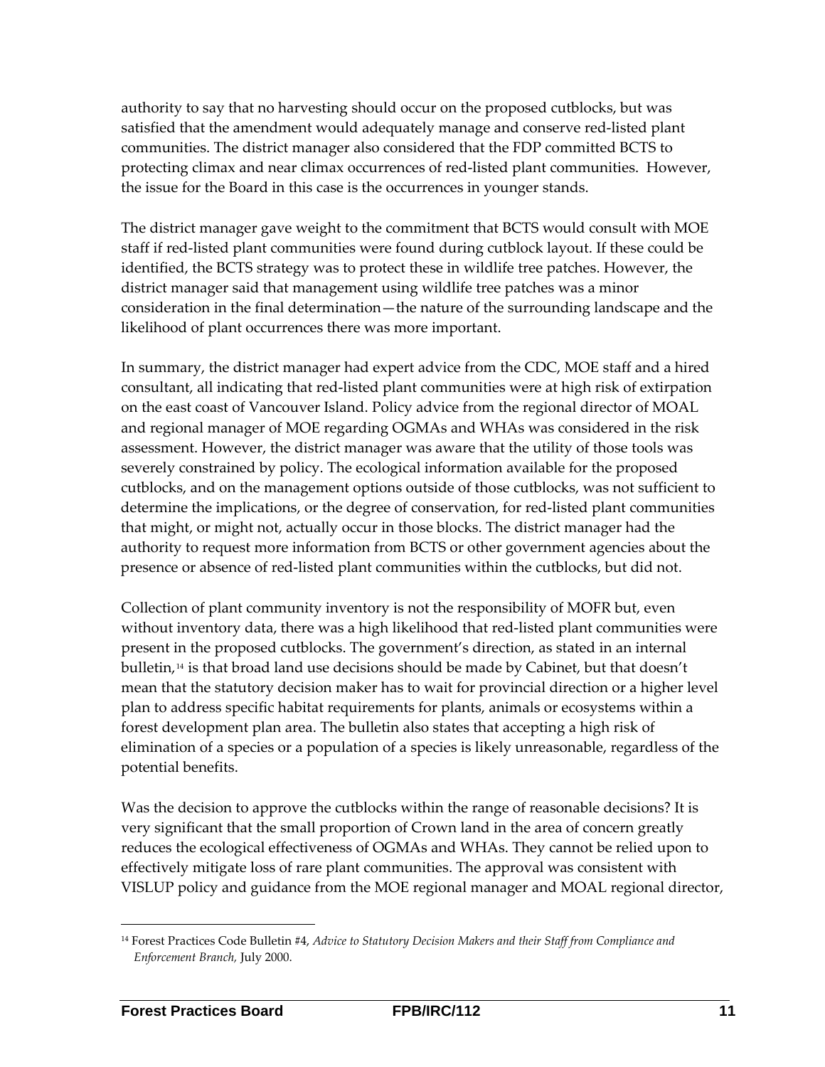authority to say that no harvesting should occur on the proposed cutblocks, but was satisfied that the amendment would adequately manage and conserve red-listed plant communities. The district manager also considered that the FDP committed BCTS to protecting climax and near climax occurrences of red-listed plant communities. However, the issue for the Board in this case is the occurrences in younger stands.

The district manager gave weight to the commitment that BCTS would consult with MOE staff if red-listed plant communities were found during cutblock layout. If these could be identified, the BCTS strategy was to protect these in wildlife tree patches. However, the district manager said that management using wildlife tree patches was a minor consideration in the final determination—the nature of the surrounding landscape and the likelihood of plant occurrences there was more important.

In summary, the district manager had expert advice from the CDC, MOE staff and a hired consultant, all indicating that red-listed plant communities were at high risk of extirpation on the east coast of Vancouver Island. Policy advice from the regional director of MOAL and regional manager of MOE regarding OGMAs and WHAs was considered in the risk assessment. However, the district manager was aware that the utility of those tools was severely constrained by policy. The ecological information available for the proposed cutblocks, and on the management options outside of those cutblocks, was not sufficient to determine the implications, or the degree of conservation, for red-listed plant communities that might, or might not, actually occur in those blocks. The district manager had the authority to request more information from BCTS or other government agencies about the presence or absence of red-listed plant communities within the cutblocks, but did not.

Collection of plant community inventory is not the responsibility of MOFR but, even without inventory data, there was a high likelihood that red-listed plant communities were present in the proposed cutblocks. The government's direction, as stated in an internal bulletin,[14] is that broad land use decisions should be made by Cabinet, but that doesn't mean that the statutory decision maker has to wait for provincial direction or a higher level plan to address specific habitat requirements for plants, animals or ecosystems within a forest development plan area. The bulletin also states that accepting a high risk of elimination of a species or a population of a species is likely unreasonable, regardless of the potential benefits.

Was the decision to approve the cutblocks within the range of reasonable decisions? It is very significant that the small proportion of Crown land in the area of concern greatly reduces the ecological effectiveness of OGMAs and WHAs. They cannot be relied upon to effectively mitigate loss of rare plant communities. The approval was consistent with VISLUP policy and guidance from the MOE regional manager and MOAL regional director,

---

[14] Forest Practices Code Bulletin #4, *Advice to Statutory Decision Makers and their Staff from Compliance and Enforcement Branch,* July 2000.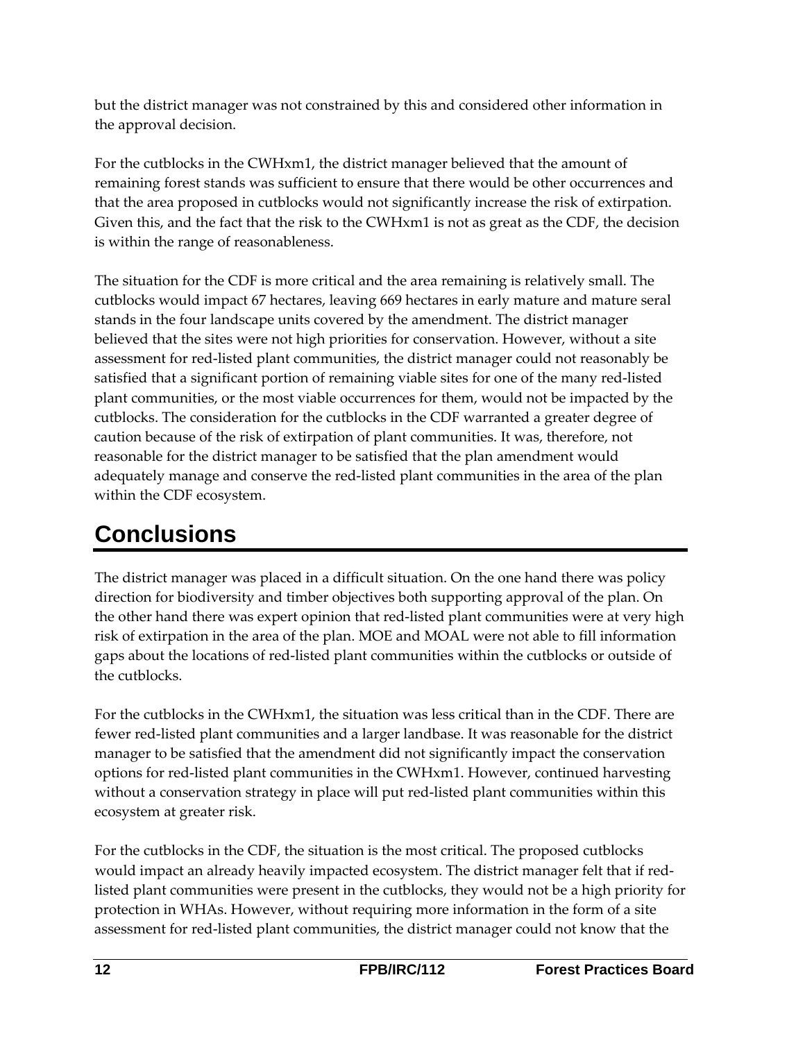but the district manager was not constrained by this and considered other information in the approval decision.

For the cutblocks in the CWHxm1, the district manager believed that the amount of remaining forest stands was sufficient to ensure that there would be other occurrences and that the area proposed in cutblocks would not significantly increase the risk of extirpation. Given this, and the fact that the risk to the CWHxm1 is not as great as the CDF, the decision is within the range of reasonableness.

The situation for the CDF is more critical and the area remaining is relatively small. The cutblocks would impact 67 hectares, leaving 669 hectares in early mature and mature seral stands in the four landscape units covered by the amendment. The district manager believed that the sites were not high priorities for conservation. However, without a site assessment for red-listed plant communities, the district manager could not reasonably be satisfied that a significant portion of remaining viable sites for one of the many red-listed plant communities, or the most viable occurrences for them, would not be impacted by the cutblocks. The consideration for the cutblocks in the CDF warranted a greater degree of caution because of the risk of extirpation of plant communities. It was, therefore, not reasonable for the district manager to be satisfied that the plan amendment would adequately manage and conserve the red-listed plant communities in the area of the plan within the CDF ecosystem.

# Conclusions

The district manager was placed in a difficult situation. On the one hand there was policy direction for biodiversity and timber objectives both supporting approval of the plan. On the other hand there was expert opinion that red-listed plant communities were at very high risk of extirpation in the area of the plan. MOE and MOAL were not able to fill information gaps about the locations of red-listed plant communities within the cutblocks or outside of the cutblocks.

For the cutblocks in the CWHxm1, the situation was less critical than in the CDF. There are fewer red-listed plant communities and a larger landbase. It was reasonable for the district manager to be satisfied that the amendment did not significantly impact the conservation options for red-listed plant communities in the CWHxm1. However, continued harvesting without a conservation strategy in place will put red-listed plant communities within this ecosystem at greater risk.

For the cutblocks in the CDF, the situation is the most critical. The proposed cutblocks would impact an already heavily impacted ecosystem. The district manager felt that if red-listed plant communities were present in the cutblocks, they would not be a high priority for protection in WHAs. However, without requiring more information in the form of a site assessment for red-listed plant communities, the district manager could not know that the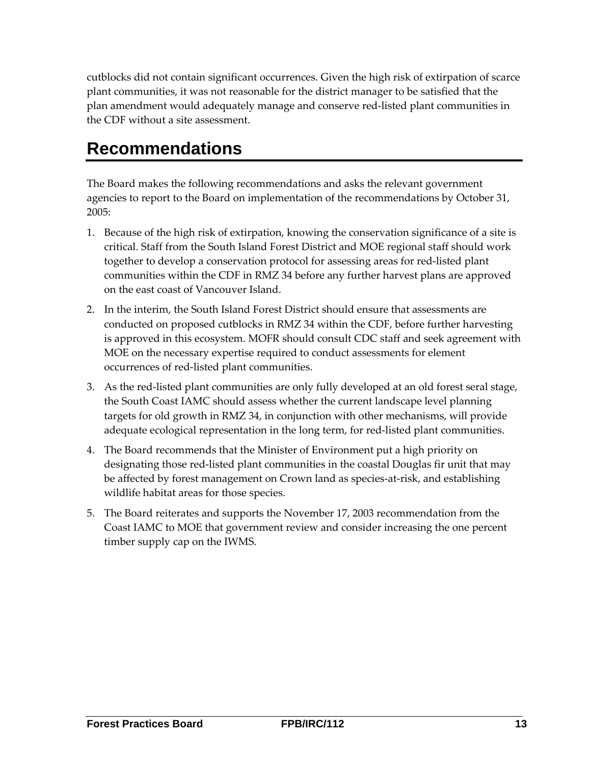cutblocks did not contain significant occurrences. Given the high risk of extirpation of scarce plant communities, it was not reasonable for the district manager to be satisfied that the plan amendment would adequately manage and conserve red-listed plant communities in the CDF without a site assessment.

# Recommendations

The Board makes the following recommendations and asks the relevant government agencies to report to the Board on implementation of the recommendations by October 31, 2005:

1. Because of the high risk of extirpation, knowing the conservation significance of a site is critical. Staff from the South Island Forest District and MOE regional staff should work together to develop a conservation protocol for assessing areas for red-listed plant communities within the CDF in RMZ 34 before any further harvest plans are approved on the east coast of Vancouver Island.
2. In the interim, the South Island Forest District should ensure that assessments are conducted on proposed cutblocks in RMZ 34 within the CDF, before further harvesting is approved in this ecosystem. MOFR should consult CDC staff and seek agreement with MOE on the necessary expertise required to conduct assessments for element occurrences of red-listed plant communities.
3. As the red-listed plant communities are only fully developed at an old forest seral stage, the South Coast IAMC should assess whether the current landscape level planning targets for old growth in RMZ 34, in conjunction with other mechanisms, will provide adequate ecological representation in the long term, for red-listed plant communities.
4. The Board recommends that the Minister of Environment put a high priority on designating those red-listed plant communities in the coastal Douglas fir unit that may be affected by forest management on Crown land as species-at-risk, and establishing wildlife habitat areas for those species.
5. The Board reiterates and supports the November 17, 2003 recommendation from the Coast IAMC to MOE that government review and consider increasing the one percent timber supply cap on the IWMS.